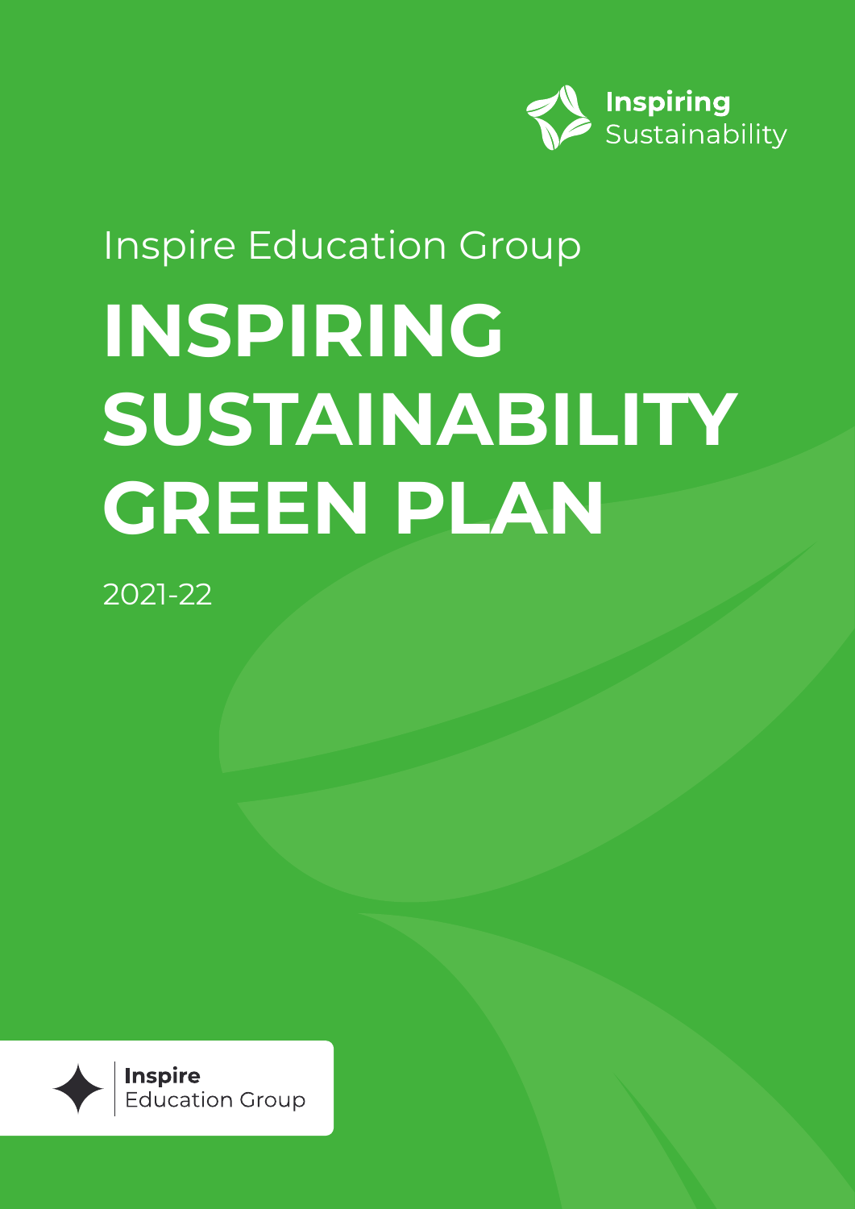Inspiring Sustainability

Inspire Education Group

# INSPIRING SUSTAINABILITY GREEN PLAN

2021-22

Inspire Education Group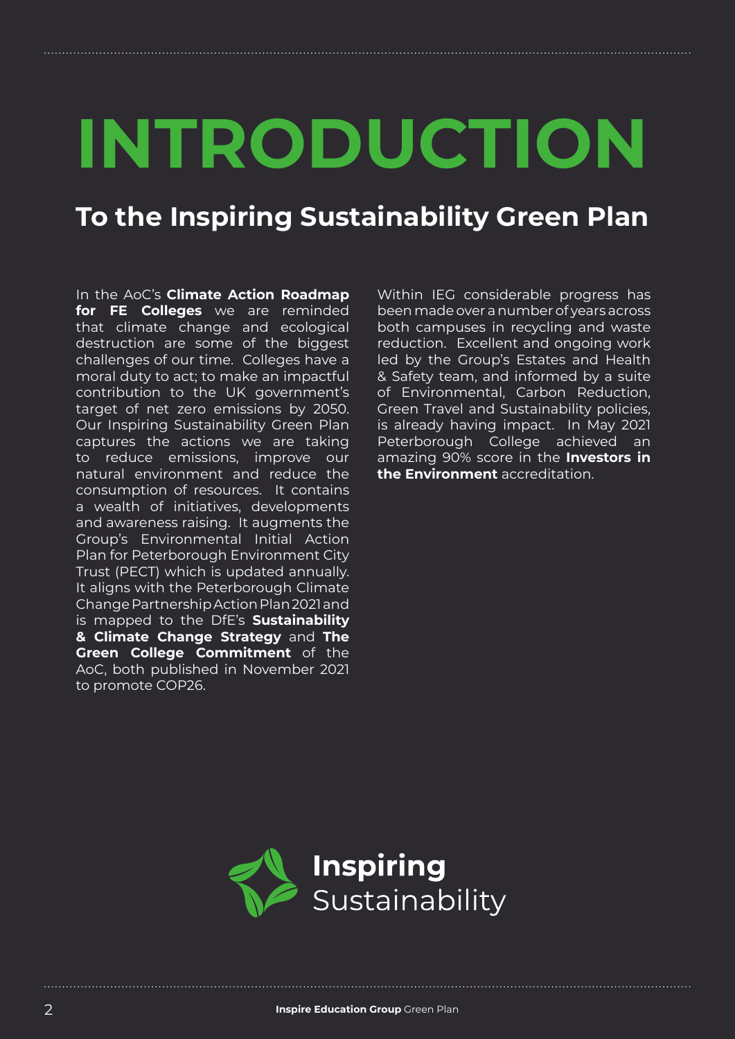# INTRODUCTION

## To the Inspiring Sustainability Green Plan

In the AoC's **Climate Action Roadmap for FE Colleges** we are reminded that climate change and ecological destruction are some of the biggest challenges of our time. Colleges have a moral duty to act; to make an impactful contribution to the UK government's target of net zero emissions by 2050. Our Inspiring Sustainability Green Plan captures the actions we are taking to reduce emissions, improve our natural environment and reduce the consumption of resources. It contains a wealth of initiatives, developments and awareness raising. It augments the Group's Environmental Initial Action Plan for Peterborough Environment City Trust (PECT) which is updated annually. It aligns with the Peterborough Climate Change Partnership Action Plan 2021 and is mapped to the DfE's **Sustainability & Climate Change Strategy** and **The Green College Commitment** of the AoC, both published in November 2021 to promote COP26.

Within IEG considerable progress has been made over a number of years across both campuses in recycling and waste reduction. Excellent and ongoing work led by the Group's Estates and Health & Safety team, and informed by a suite of Environmental, Carbon Reduction, Green Travel and Sustainability policies, is already having impact. In May 2021 Peterborough College achieved an amazing 90% score in the **Investors in the Environment** accreditation.

**Inspiring** Sustainability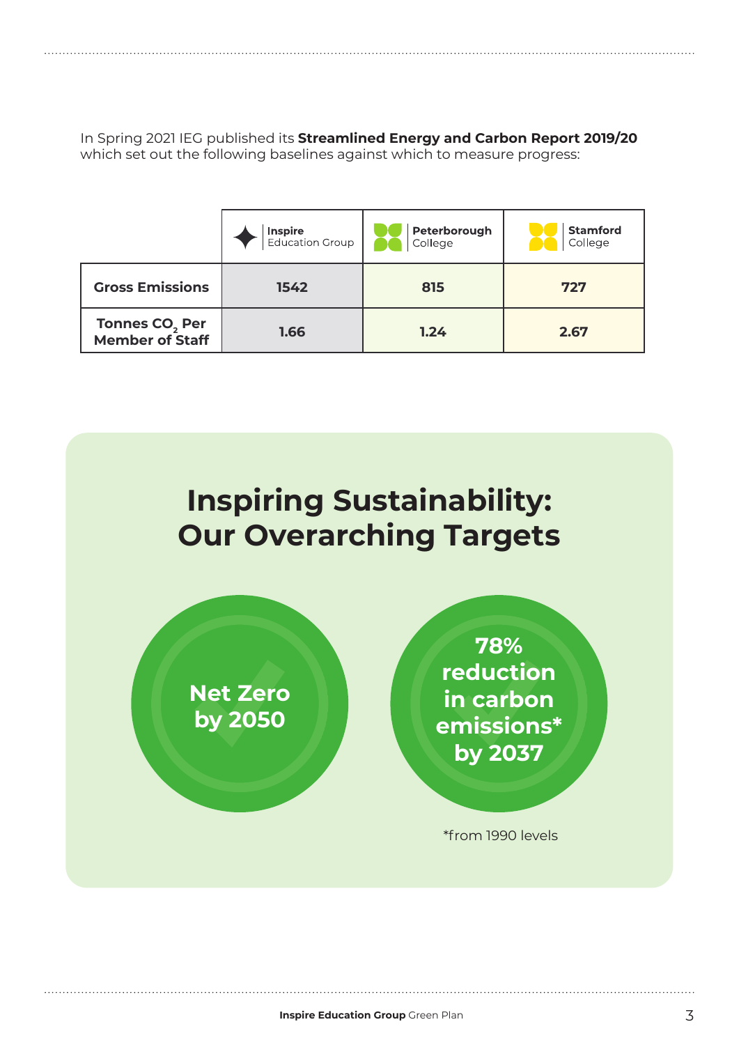In Spring 2021 IEG published its **Streamlined Energy and Carbon Report 2019/20** which set out the following baselines against which to measure progress:

| | Inspire Education Group | Peterborough College | Stamford College |
|---|---|---|---|
| **Gross Emissions** | **1542** | **815** | **727** |
| **Tonnes $CO_2$ Per Member of Staff** | **1.66** | **1.24** | **2.67** |

# Inspiring Sustainability: Our Overarching Targets

**Net Zero by 2050**

**78% reduction in carbon emissions* by 2037**

*from 1990 levels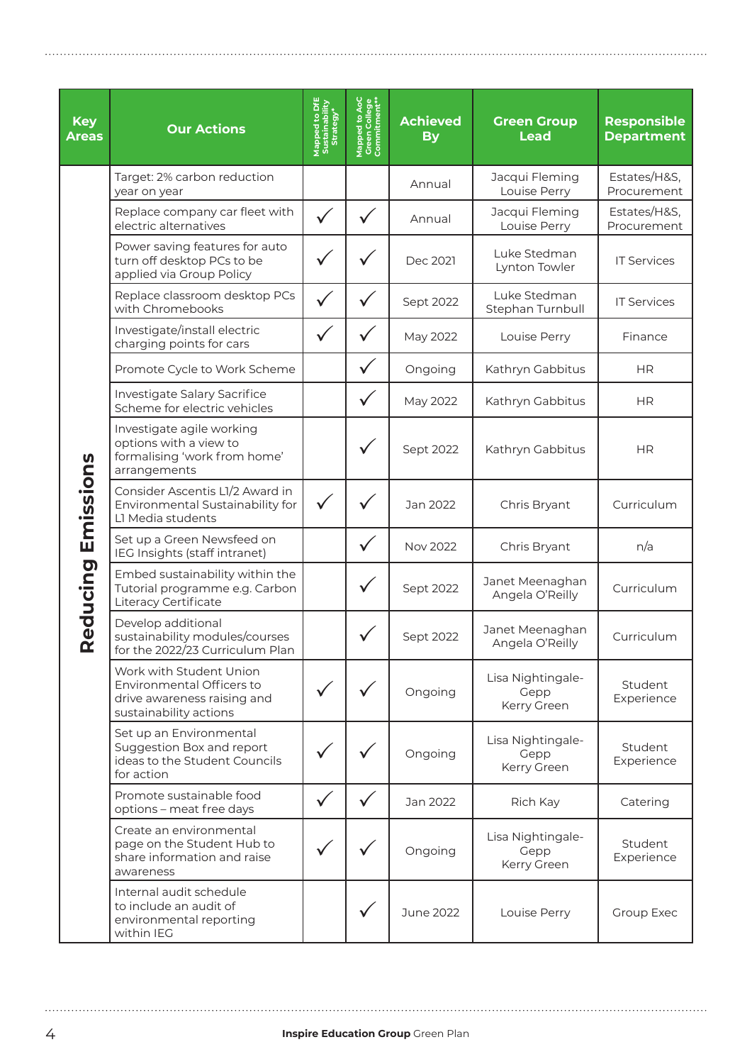| Key Areas | Our Actions | Mapped to DfE Sustainability Strategy* | Mapped to AoC Green College Commitment** | Achieved By | Green Group Lead | Responsible Department |
|---|---|---|---|---|---|---|
| Reducing Emissions | Target: 2% carbon reduction year on year | | | Annual | Jacqui Fleming Louise Perry | Estates/H&S, Procurement |
| | Replace company car fleet with electric alternatives | ✓ | ✓ | Annual | Jacqui Fleming Louise Perry | Estates/H&S, Procurement |
| | Power saving features for auto turn off desktop PCs to be applied via Group Policy | ✓ | ✓ | Dec 2021 | Luke Stedman Lynton Towler | IT Services |
| | Replace classroom desktop PCs with Chromebooks | ✓ | ✓ | Sept 2022 | Luke Stedman Stephan Turnbull | IT Services |
| | Investigate/install electric charging points for cars | ✓ | ✓ | May 2022 | Louise Perry | Finance |
| | Promote Cycle to Work Scheme | | ✓ | Ongoing | Kathryn Gabbitus | HR |
| | Investigate Salary Sacrifice Scheme for electric vehicles | | ✓ | May 2022 | Kathryn Gabbitus | HR |
| | Investigate agile working options with a view to formalising 'work from home' arrangements | | ✓ | Sept 2022 | Kathryn Gabbitus | HR |
| | Consider Ascentis L1/2 Award in Environmental Sustainability for L1 Media students | ✓ | ✓ | Jan 2022 | Chris Bryant | Curriculum |
| | Set up a Green Newsfeed on IEG Insights (staff intranet) | | ✓ | Nov 2022 | Chris Bryant | n/a |
| | Embed sustainability within the Tutorial programme e.g. Carbon Literacy Certificate | | ✓ | Sept 2022 | Janet Meenaghan Angela O'Reilly | Curriculum |
| | Develop additional sustainability modules/courses for the 2022/23 Curriculum Plan | | ✓ | Sept 2022 | Janet Meenaghan Angela O'Reilly | Curriculum |
| | Work with Student Union Environmental Officers to drive awareness raising and sustainability actions | ✓ | ✓ | Ongoing | Lisa Nightingale-Gepp Kerry Green | Student Experience |
| | Set up an Environmental Suggestion Box and report ideas to the Student Councils for action | ✓ | ✓ | Ongoing | Lisa Nightingale-Gepp Kerry Green | Student Experience |
| | Promote sustainable food options – meat free days | ✓ | ✓ | Jan 2022 | Rich Kay | Catering |
| | Create an environmental page on the Student Hub to share information and raise awareness | ✓ | ✓ | Ongoing | Lisa Nightingale-Gepp Kerry Green | Student Experience |
| | Internal audit schedule to include an audit of environmental reporting within IEG | | ✓ | June 2022 | Louise Perry | Group Exec |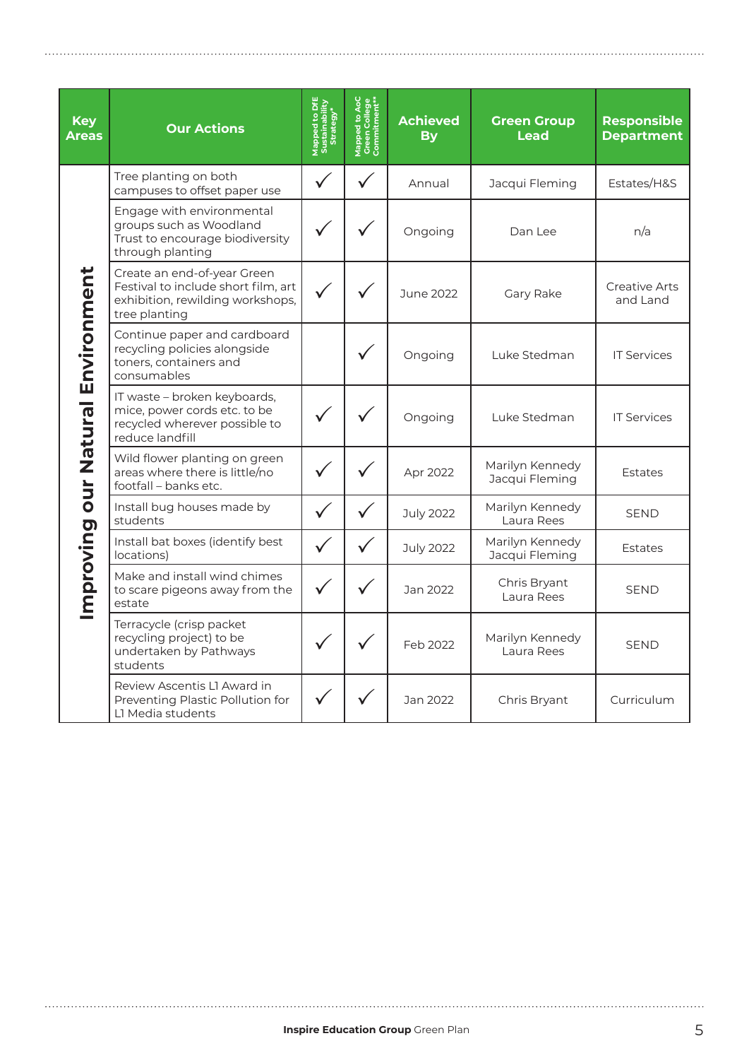| Key Areas | Our Actions | Mapped to DfE Sustainability Strategy* | Mapped to AoC Green College Commitment** | Achieved By | Green Group Lead | Responsible Department |
|---|---|---|---|---|---|---|
| Improving our Natural Environment | Tree planting on both campuses to offset paper use | ✓ | ✓ | Annual | Jacqui Fleming | Estates/H&S |
| | Engage with environmental groups such as Woodland Trust to encourage biodiversity through planting | ✓ | ✓ | Ongoing | Dan Lee | n/a |
| | Create an end-of-year Green Festival to include short film, art exhibition, rewilding workshops, tree planting | ✓ | ✓ | June 2022 | Gary Rake | Creative Arts and Land |
| | Continue paper and cardboard recycling policies alongside toners, containers and consumables | | ✓ | Ongoing | Luke Stedman | IT Services |
| | IT waste – broken keyboards, mice, power cords etc. to be recycled wherever possible to reduce landfill | ✓ | ✓ | Ongoing | Luke Stedman | IT Services |
| | Wild flower planting on green areas where there is little/no footfall – banks etc. | ✓ | ✓ | Apr 2022 | Marilyn Kennedy Jacqui Fleming | Estates |
| | Install bug houses made by students | ✓ | ✓ | July 2022 | Marilyn Kennedy Laura Rees | SEND |
| | Install bat boxes (identify best locations) | ✓ | ✓ | July 2022 | Marilyn Kennedy Jacqui Fleming | Estates |
| | Make and install wind chimes to scare pigeons away from the estate | ✓ | ✓ | Jan 2022 | Chris Bryant Laura Rees | SEND |
| | Terracycle (crisp packet recycling project) to be undertaken by Pathways students | ✓ | ✓ | Feb 2022 | Marilyn Kennedy Laura Rees | SEND |
| | Review Ascentis L1 Award in Preventing Plastic Pollution for L1 Media students | ✓ | ✓ | Jan 2022 | Chris Bryant | Curriculum |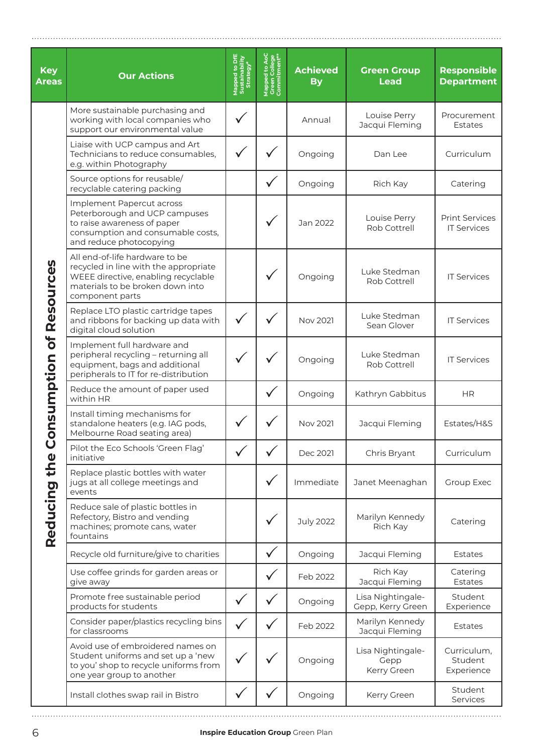| Key Areas | Our Actions | Mapped to DfE Sustainability Strategy* | Mapped to AoC Green College Commitment** | Achieved By | Green Group Lead | Responsible Department |
|---|---|---|---|---|---|---|
| Reducing the Consumption of Resources | More sustainable purchasing and working with local companies who support our environmental value | ✓ | | Annual | Louise Perry Jacqui Fleming | Procurement Estates |
| | Liaise with UCP campus and Art Technicians to reduce consumables, e.g. within Photography | ✓ | ✓ | Ongoing | Dan Lee | Curriculum |
| | Source options for reusable/ recyclable catering packing | | ✓ | Ongoing | Rich Kay | Catering |
| | Implement Papercut across Peterborough and UCP campuses to raise awareness of paper consumption and consumable costs, and reduce photocopying | | ✓ | Jan 2022 | Louise Perry Rob Cottrell | Print Services IT Services |
| | All end-of-life hardware to be recycled in line with the appropriate WEEE directive, enabling recyclable materials to be broken down into component parts | | ✓ | Ongoing | Luke Stedman Rob Cottrell | IT Services |
| | Replace LTO plastic cartridge tapes and ribbons for backing up data with digital cloud solution | ✓ | ✓ | Nov 2021 | Luke Stedman Sean Glover | IT Services |
| | Implement full hardware and peripheral recycling – returning all equipment, bags and additional peripherals to IT for re-distribution | ✓ | ✓ | Ongoing | Luke Stedman Rob Cottrell | IT Services |
| | Reduce the amount of paper used within HR | | ✓ | Ongoing | Kathryn Gabbitus | HR |
| | Install timing mechanisms for standalone heaters (e.g. IAG pods, Melbourne Road seating area) | ✓ | ✓ | Nov 2021 | Jacqui Fleming | Estates/H&S |
| | Pilot the Eco Schools 'Green Flag' initiative | ✓ | ✓ | Dec 2021 | Chris Bryant | Curriculum |
| | Replace plastic bottles with water jugs at all college meetings and events | | ✓ | Immediate | Janet Meenaghan | Group Exec |
| | Reduce sale of plastic bottles in Refectory, Bistro and vending machines; promote cans, water fountains | | ✓ | July 2022 | Marilyn Kennedy Rich Kay | Catering |
| | Recycle old furniture/give to charities | | ✓ | Ongoing | Jacqui Fleming | Estates |
| | Use coffee grinds for garden areas or give away | | ✓ | Feb 2022 | Rich Kay Jacqui Fleming | Catering Estates |
| | Promote free sustainable period products for students | ✓ | ✓ | Ongoing | Lisa Nightingale-Gepp, Kerry Green | Student Experience |
| | Consider paper/plastics recycling bins for classrooms | ✓ | ✓ | Feb 2022 | Marilyn Kennedy Jacqui Fleming | Estates |
| | Avoid use of embroidered names on Student uniforms and set up a 'new to you' shop to recycle uniforms from one year group to another | ✓ | ✓ | Ongoing | Lisa Nightingale-Gepp Kerry Green | Curriculum, Student Experience |
| | Install clothes swap rail in Bistro | ✓ | ✓ | Ongoing | Kerry Green | Student Services |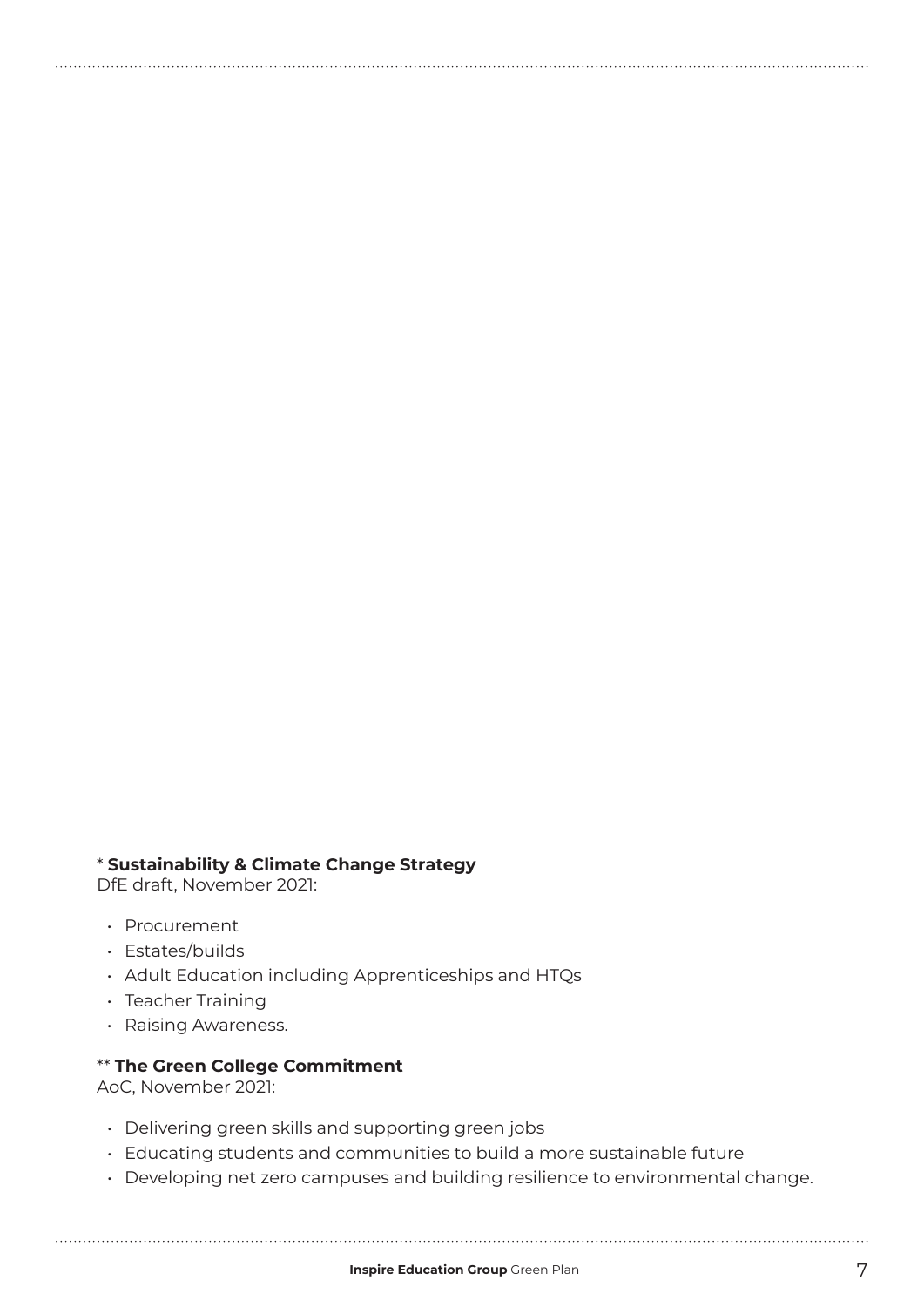\* **Sustainability & Climate Change Strategy**
DfE draft, November 2021:

- Procurement
- Estates/builds
- Adult Education including Apprenticeships and HTQs
- Teacher Training
- Raising Awareness.

\*\* **The Green College Commitment**
AoC, November 2021:

- Delivering green skills and supporting green jobs
- Educating students and communities to build a more sustainable future
- Developing net zero campuses and building resilience to environmental change.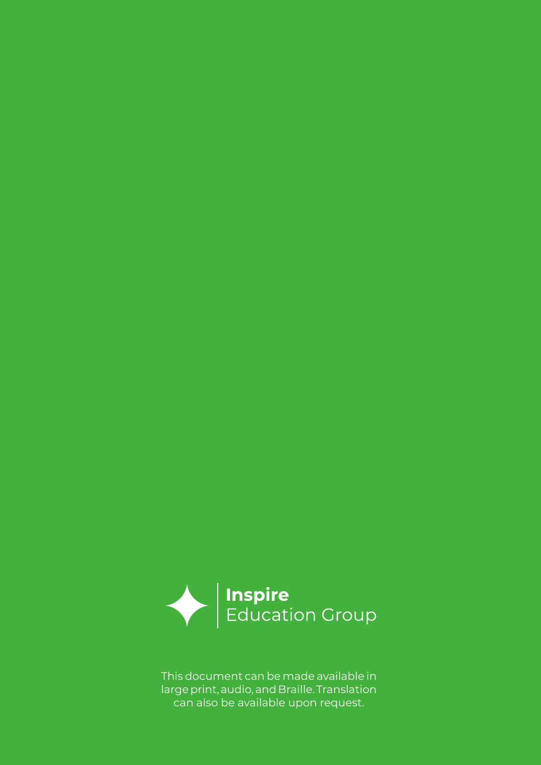**Inspire**
Education Group

This document can be made available in large print, audio, and Braille. Translation can also be available upon request.